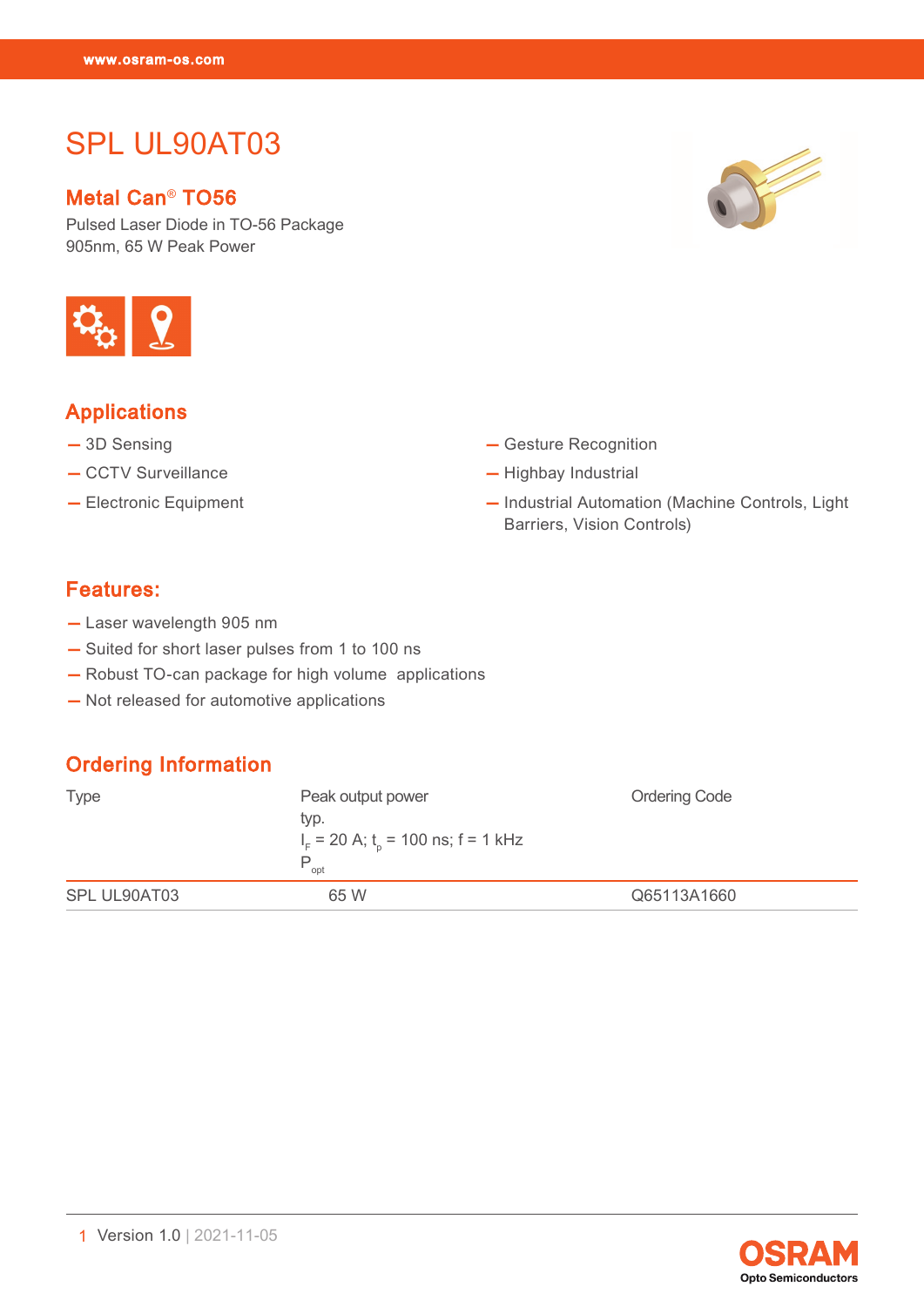# SPL UL90AT03

## Metal Can® TO56

Pulsed Laser Diode in TO-56 Package
905nm, 65 W Peak Power

## Applications

- 3D Sensing
- CCTV Surveillance
- Electronic Equipment
- Gesture Recognition
- Highbay Industrial
- Industrial Automation (Machine Controls, Light Barriers, Vision Controls)

## Features:

- Laser wavelength 905 nm
- Suited for short laser pulses from 1 to 100 ns
- Robust TO-can package for high volume applications
- Not released for automotive applications

## Ordering Information

| Type | Peak output power typ. $I_F$ = 20 A; $t_p$ = 100 ns; f = 1 kHz $P_{opt}$ | Ordering Code |
|---|---|---|
| SPL UL90AT03 | 65 W | Q65113A1660 |

Version 1.0 | 2021-11-05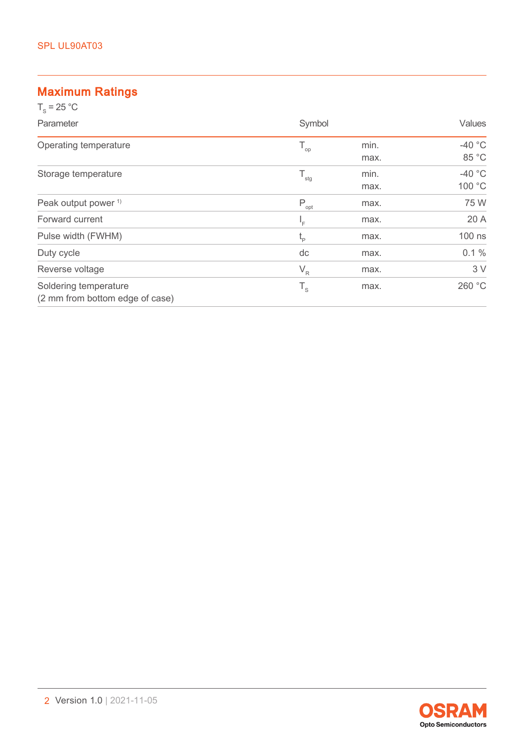## Maximum Ratings

$T_S$ = 25 °C

| Parameter | Symbol | | Values |
|---|---|---|---|
| Operating temperature | $T_{op}$ | min.<br>max. | -40 °C<br>85 °C |
| Storage temperature | $T_{stg}$ | min.<br>max. | -40 °C<br>100 °C |
| Peak output power [1) ] | $P_{opt}$ | max. | 75 W |
| Forward current | $I_F$ | max. | 20 A |
| Pulse width (FWHM) | $t_P$ | max. | 100 ns |
| Duty cycle | dc | max. | 0.1 % |
| Reverse voltage | $V_R$ | max. | 3 V |
| Soldering temperature<br>(2 mm from bottom edge of case) | $T_S$ | max. | 260 °C |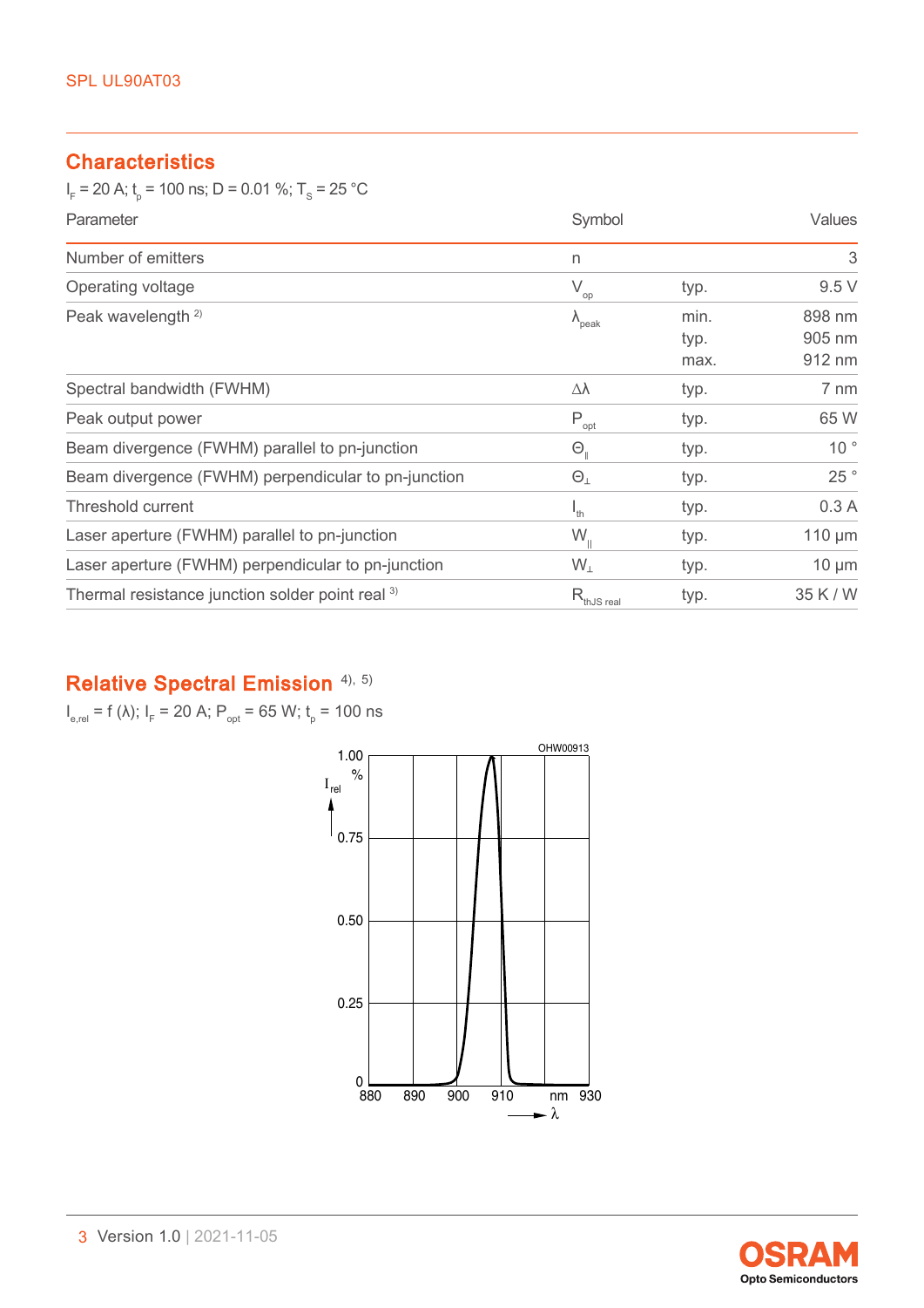## Characteristics

$I_F$ = 20 A; $t_p$ = 100 ns; D = 0.01 %; $T_S$ = 25 °C

| Parameter | Symbol | | Values |
|---|---|---|---|
| Number of emitters | n | | 3 |
| Operating voltage | $V_{op}$ | typ. | 9.5 V |
| Peak wavelength [2] | $\lambda_{peak}$ | min.<br>typ.<br>max. | 898 nm<br>905 nm<br>912 nm |
| Spectral bandwidth (FWHM) | $\Delta\lambda$ | typ. | 7 nm |
| Peak output power | $P_{opt}$ | typ. | 65 W |
| Beam divergence (FWHM) parallel to pn-junction | $\Theta_{\parallel}$ | typ. | 10 ° |
| Beam divergence (FWHM) perpendicular to pn-junction | $\Theta_{\perp}$ | typ. | 25 ° |
| Threshold current | $I_{th}$ | typ. | 0.3 A |
| Laser aperture (FWHM) parallel to pn-junction | $W_{\parallel}$ | typ. | 110 µm |
| Laser aperture (FWHM) perpendicular to pn-junction | $W_{\perp}$ | typ. | 10 µm |
| Thermal resistance junction solder point real [3] | $R_{thJS\ real}$ | typ. | 35 K / W |

## Relative Spectral Emission [4), 5)]

$I_{e,rel}$ = f (λ); $I_F$ = 20 A; $P_{opt}$ = 65 W; $t_p$ = 100 ns

OHW00913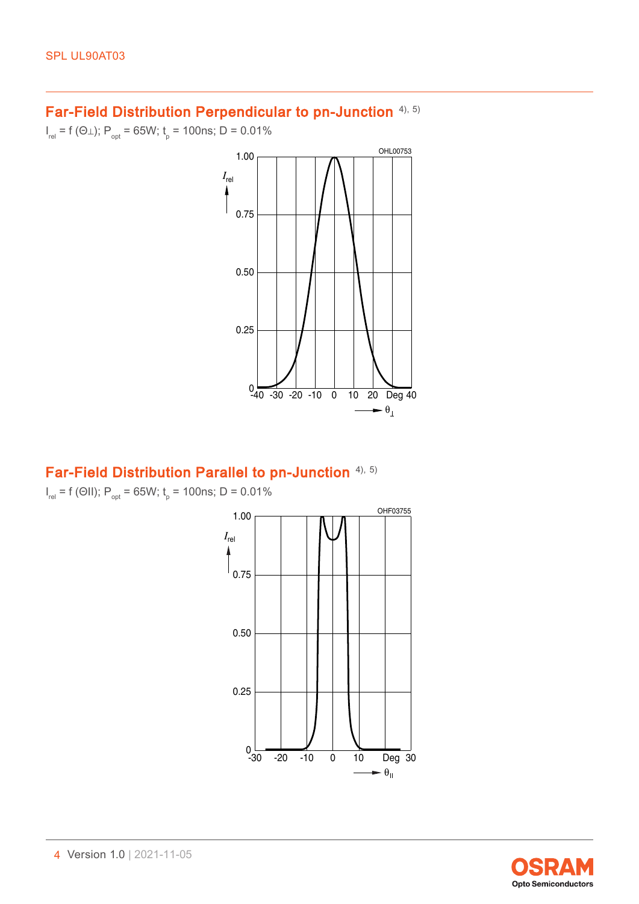## Far-Field Distribution Perpendicular to pn-Junction [4), 5)]

$I_{rel}$ = f (Θ⊥); $P_{opt}$ = 65W; $t_p$ = 100ns; D = 0.01%

## Far-Field Distribution Parallel to pn-Junction [4), 5)]

$I_{rel}$ = f (ΘII); $P_{opt}$ = 65W; $t_p$ = 100ns; D = 0.01%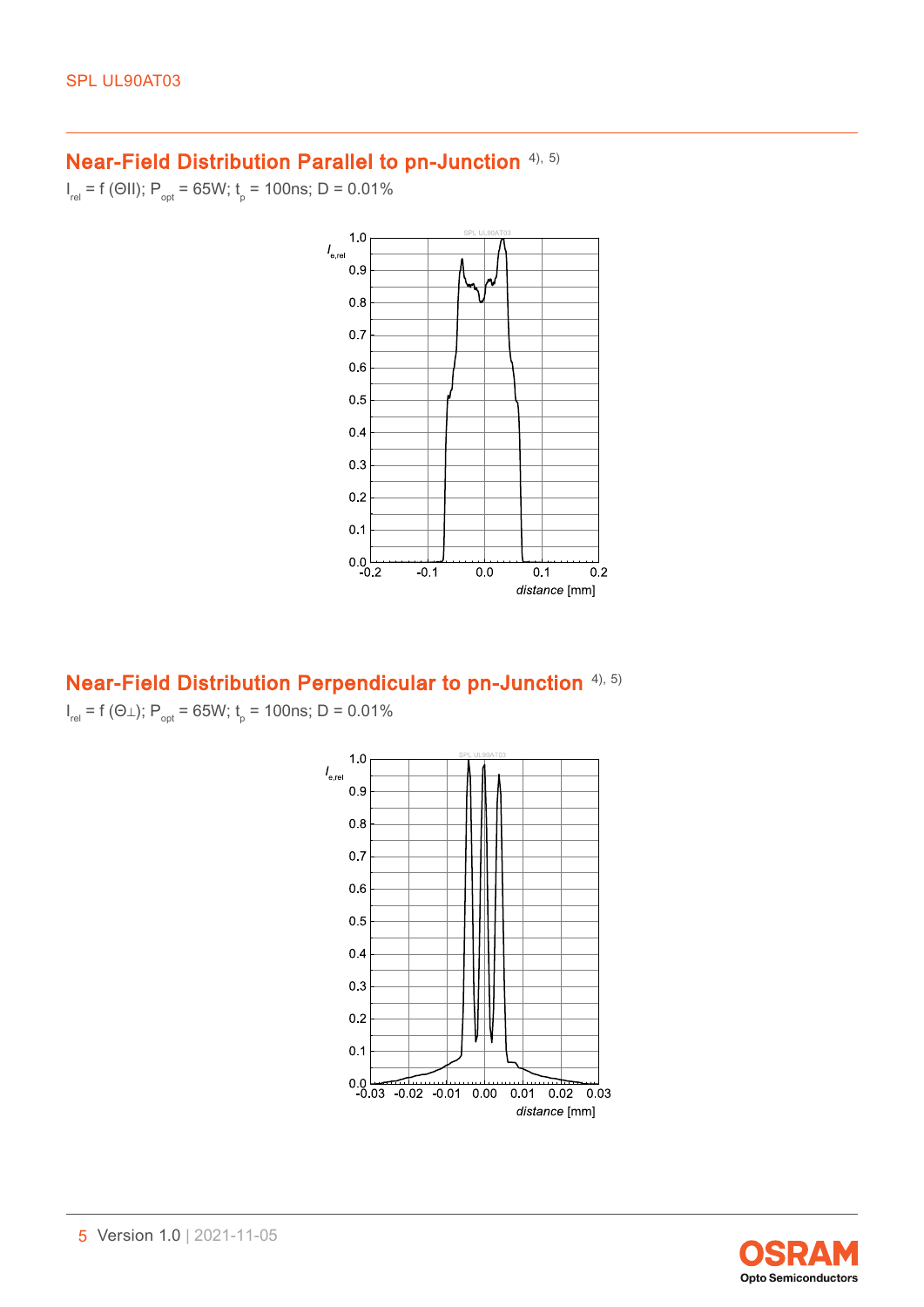## Near-Field Distribution Parallel to pn-Junction [4), 5)]

$I_{rel} = f(\Theta II)$; $P_{opt}$ = 65W; $t_p$ = 100ns; D = 0.01%

## Near-Field Distribution Perpendicular to pn-Junction [4), 5)]

$I_{rel} = f(\Theta\perp)$; $P_{opt}$ = 65W; $t_p$ = 100ns; D = 0.01%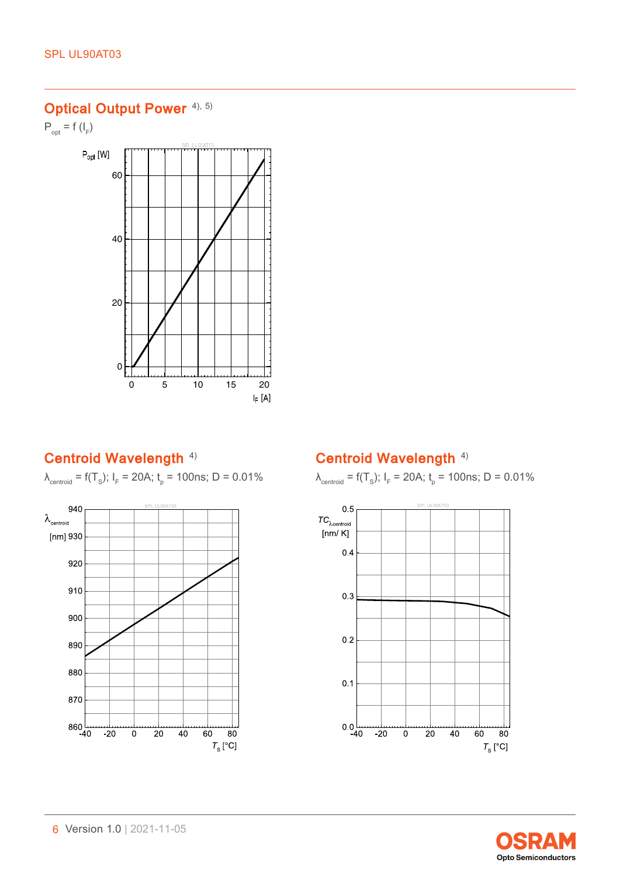## Optical Output Power [4), 5)]

$P_{opt} = f(I_F)$

## Centroid Wavelength [4)]

$\lambda_{centroid} = f(T_S)$; $I_F$ = 20A; $t_p$ = 100ns; D = 0.01%

## Centroid Wavelength [4)]

$\lambda_{centroid} = f(T_S)$; $I_F$ = 20A; $t_p$ = 100ns; D = 0.01%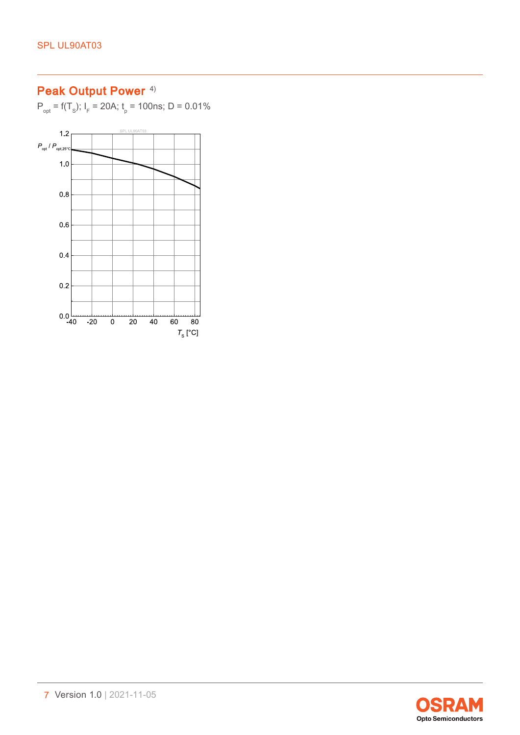## Peak Output Power [4)]

$P_{opt} = f(T_S)$; $I_F$ = 20A; $t_p$ = 100ns; D = 0.01%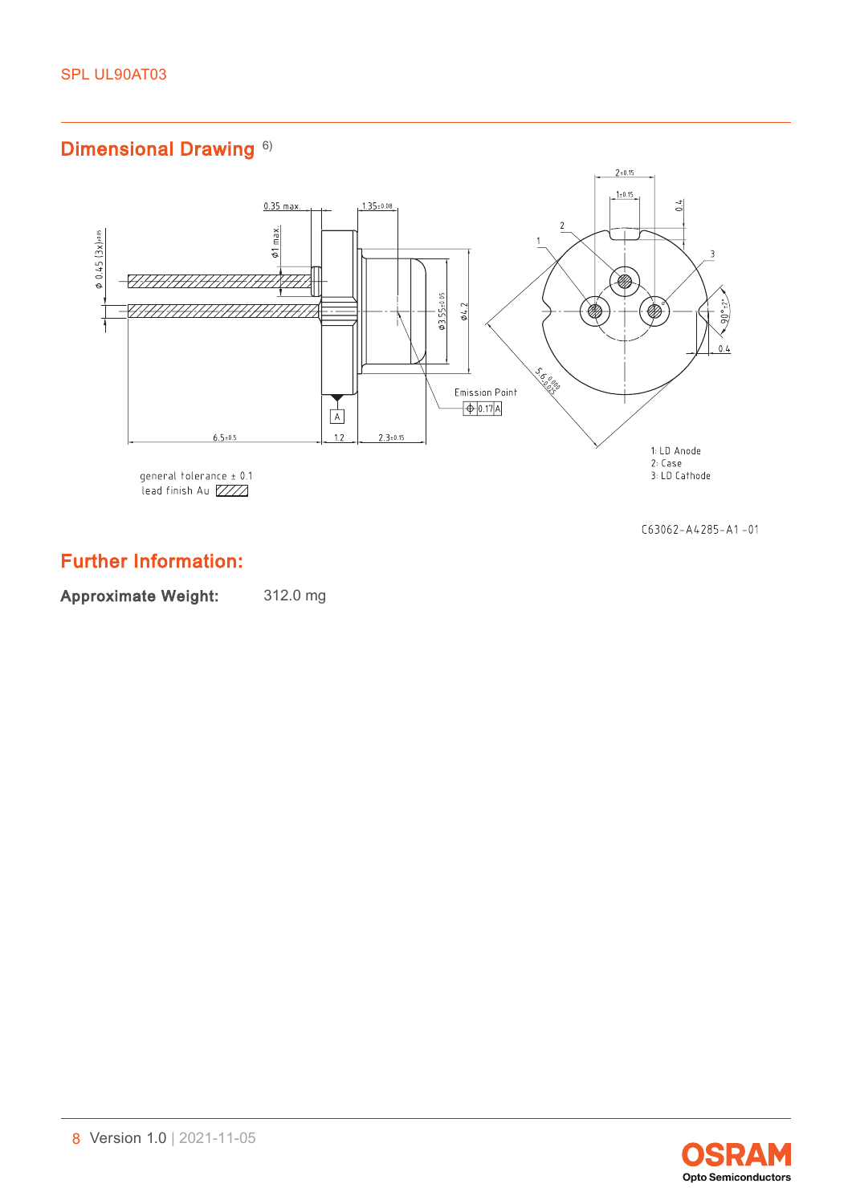## Dimensional Drawing [6)]

0.35 max.

1.35±0.08

2±0.15

1±0.15

0.4

ϕ 0.45 (3x)±0.05

ϕ1 max.

ϕ3.55±0.05

ϕ4.2

90°±2°

0.4

5.6 0.000 -0.025

Emission Point

ϕ 0.17 A

A

6.5±0.5

1.2

2.3±0.15

1: LD Anode
2: Case
3: LD Cathode

general tolerance ± 0.1
lead finish Au

C63062-A4285-A1-01

## Further Information:

**Approximate Weight:** 312.0 mg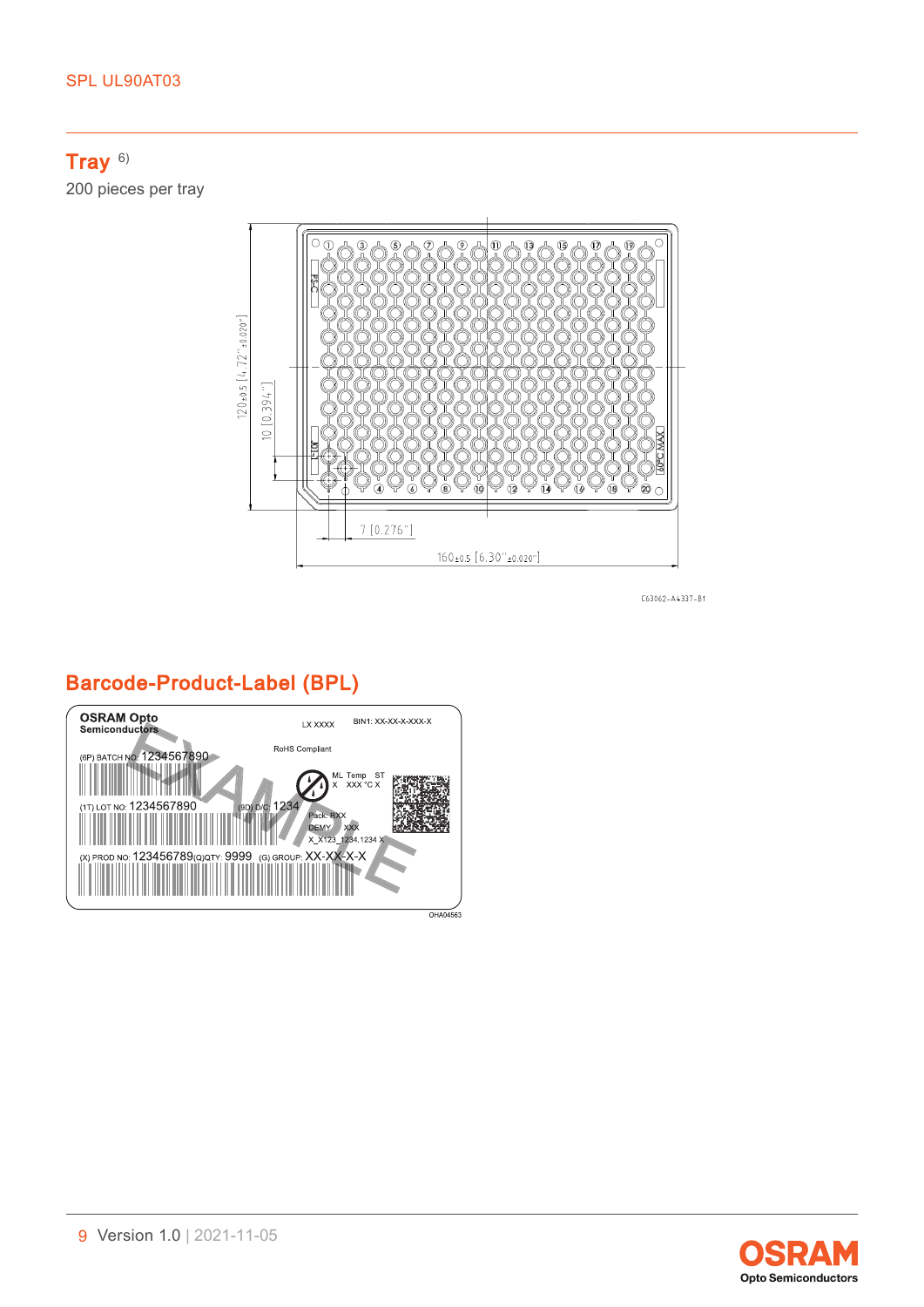## Tray [6)]

200 pieces per tray

## Barcode-Product-Label (BPL)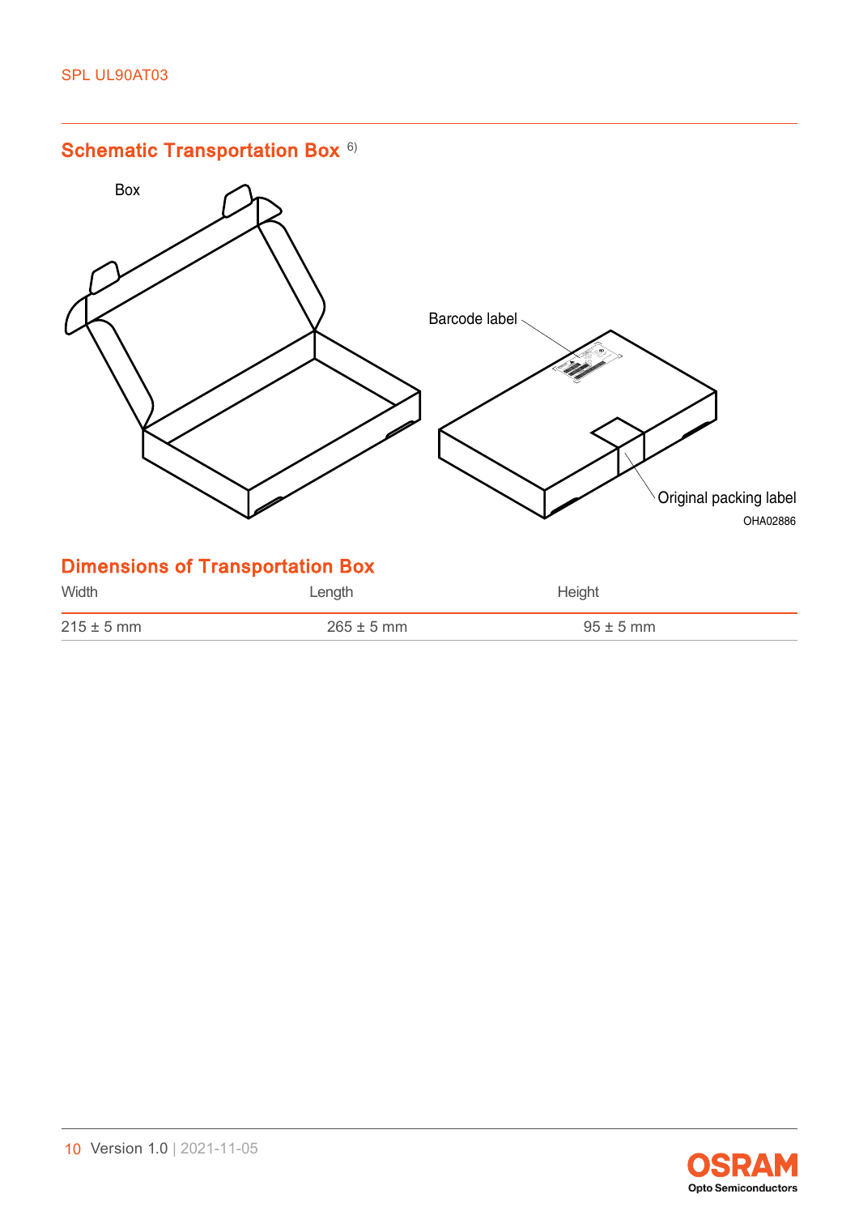## Schematic Transportation Box [6)]

Box

Barcode label

Original packing label

OHA02886

## Dimensions of Transportation Box

| Width | Length | Height |
|---|---|---|
| 215 ± 5 mm | 265 ± 5 mm | 95 ± 5 mm |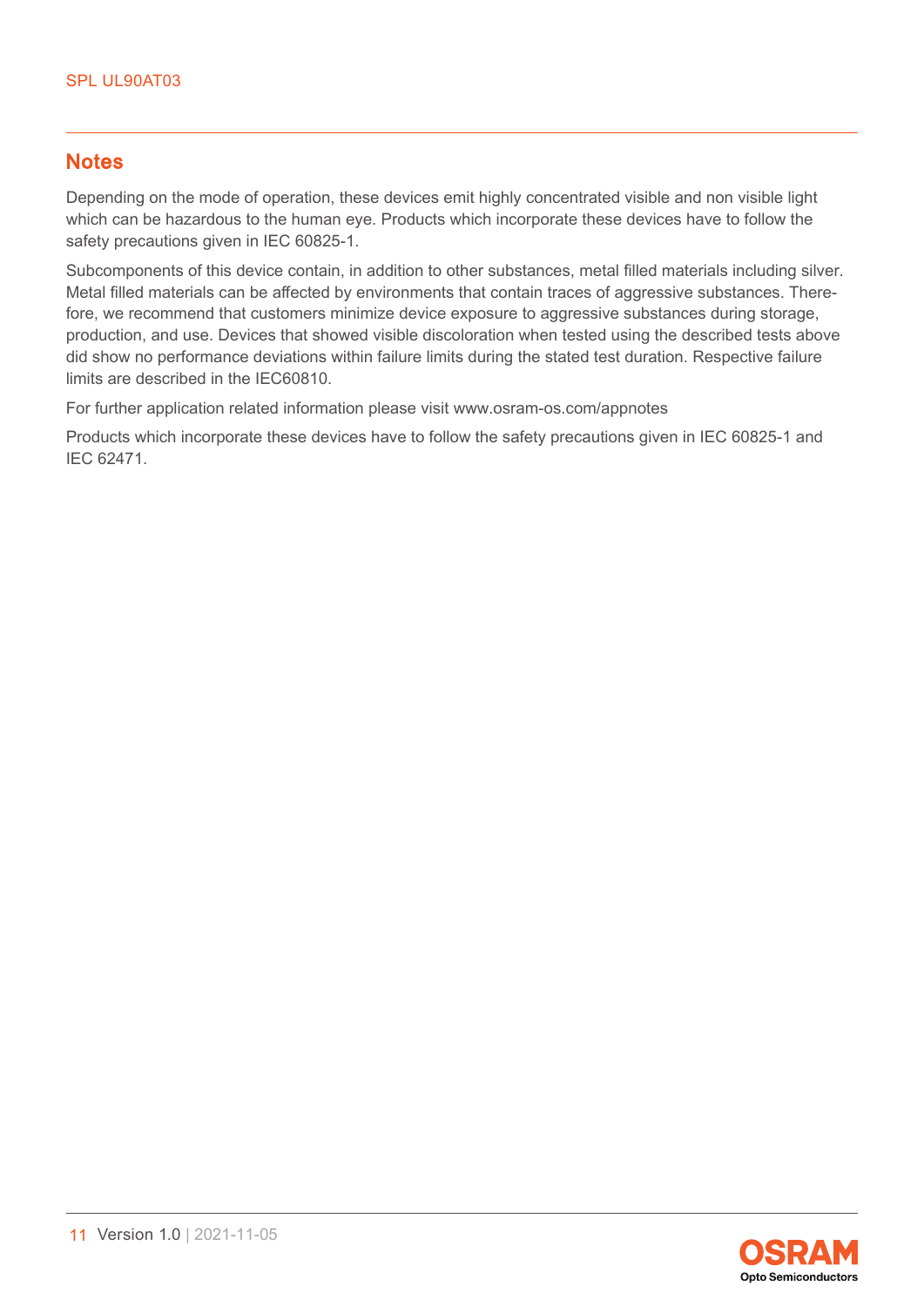## Notes

Depending on the mode of operation, these devices emit highly concentrated visible and non visible light which can be hazardous to the human eye. Products which incorporate these devices have to follow the safety precautions given in IEC 60825-1.

Subcomponents of this device contain, in addition to other substances, metal filled materials including silver. Metal filled materials can be affected by environments that contain traces of aggressive substances. Therefore, we recommend that customers minimize device exposure to aggressive substances during storage, production, and use. Devices that showed visible discoloration when tested using the described tests above did show no performance deviations within failure limits during the stated test duration. Respective failure limits are described in the IEC60810.

For further application related information please visit www.osram-os.com/appnotes

Products which incorporate these devices have to follow the safety precautions given in IEC 60825-1 and IEC 62471.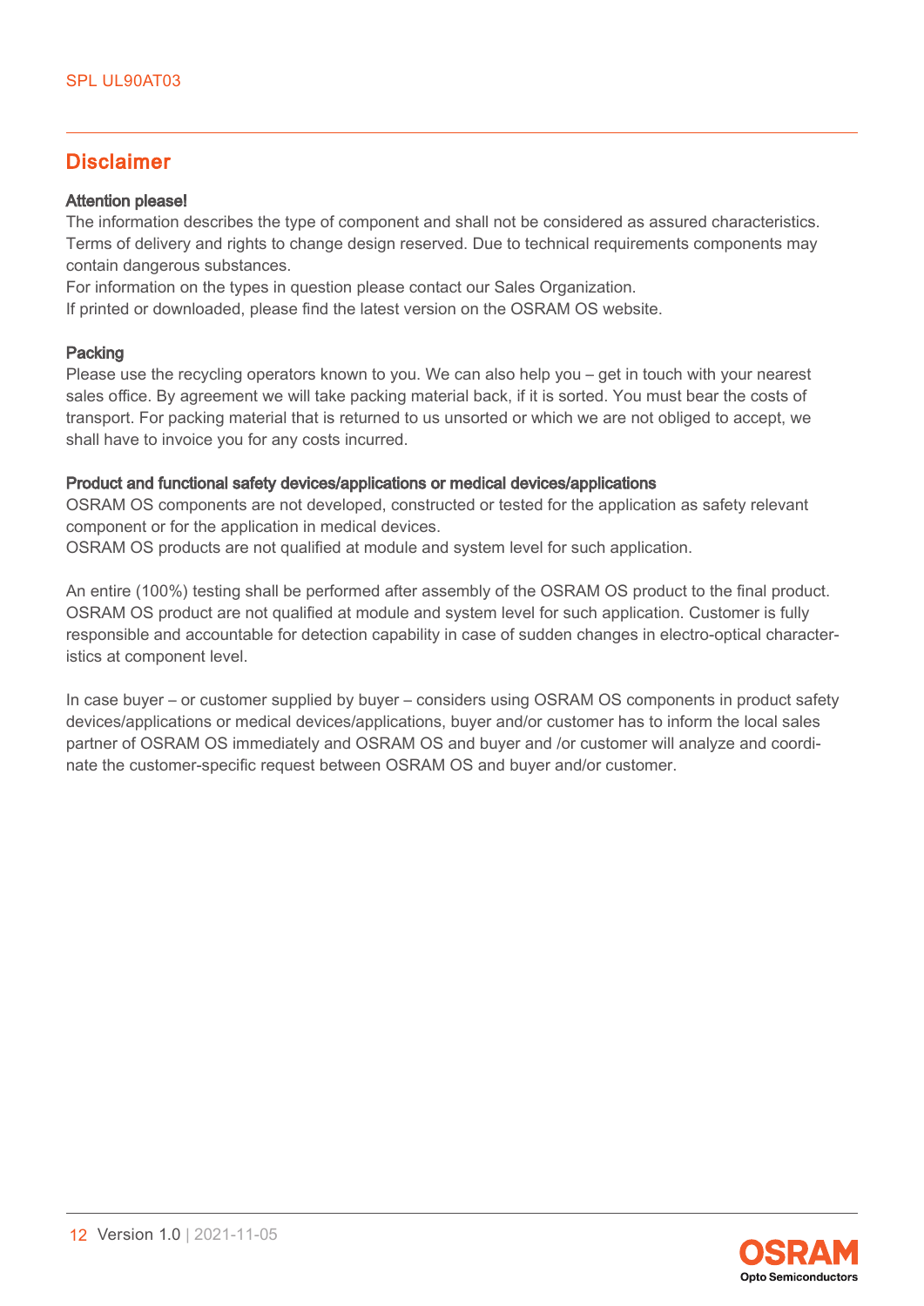## Disclaimer

**Attention please!**

The information describes the type of component and shall not be considered as assured characteristics. Terms of delivery and rights to change design reserved. Due to technical requirements components may contain dangerous substances.

For information on the types in question please contact our Sales Organization.

If printed or downloaded, please find the latest version on the OSRAM OS website.

**Packing**

Please use the recycling operators known to you. We can also help you – get in touch with your nearest sales office. By agreement we will take packing material back, if it is sorted. You must bear the costs of transport. For packing material that is returned to us unsorted or which we are not obliged to accept, we shall have to invoice you for any costs incurred.

**Product and functional safety devices/applications or medical devices/applications**

OSRAM OS components are not developed, constructed or tested for the application as safety relevant component or for the application in medical devices.

OSRAM OS products are not qualified at module and system level for such application.

An entire (100%) testing shall be performed after assembly of the OSRAM OS product to the final product. OSRAM OS product are not qualified at module and system level for such application. Customer is fully responsible and accountable for detection capability in case of sudden changes in electro-optical characteristics at component level.

In case buyer – or customer supplied by buyer – considers using OSRAM OS components in product safety devices/applications or medical devices/applications, buyer and/or customer has to inform the local sales partner of OSRAM OS immediately and OSRAM OS and buyer and /or customer will analyze and coordinate the customer-specific request between OSRAM OS and buyer and/or customer.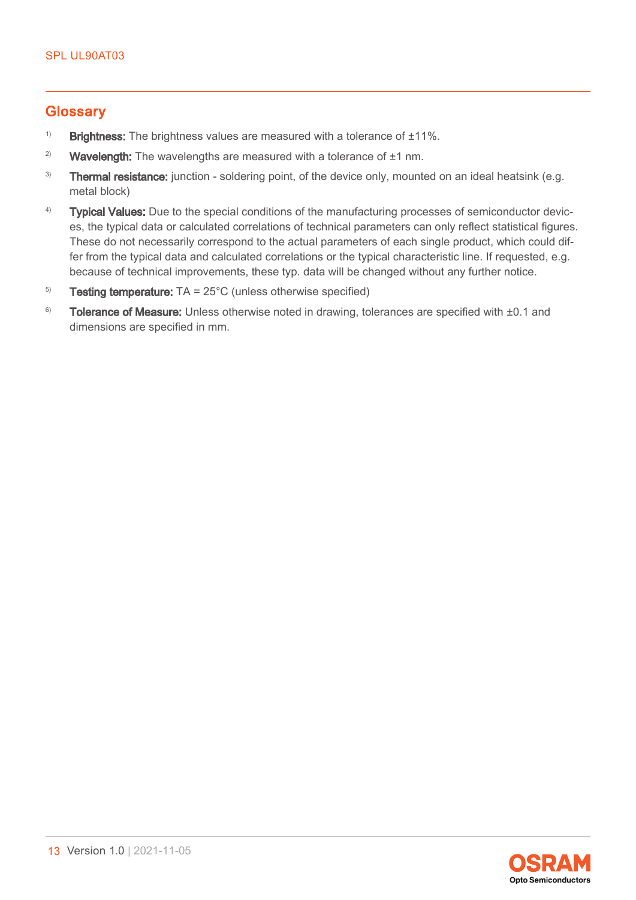## Glossary

[1] **Brightness:** The brightness values are measured with a tolerance of ±11%.

[2] **Wavelength:** The wavelengths are measured with a tolerance of ±1 nm.

[3] **Thermal resistance:** junction - soldering point, of the device only, mounted on an ideal heatsink (e.g. metal block)

[4] **Typical Values:** Due to the special conditions of the manufacturing processes of semiconductor devices, the typical data or calculated correlations of technical parameters can only reflect statistical figures. These do not necessarily correspond to the actual parameters of each single product, which could differ from the typical data and calculated correlations or the typical characteristic line. If requested, e.g. because of technical improvements, these typ. data will be changed without any further notice.

[5] **Testing temperature:** $T_A$ = 25°C (unless otherwise specified)

[6] **Tolerance of Measure:** Unless otherwise noted in drawing, tolerances are specified with ±0.1 and dimensions are specified in mm.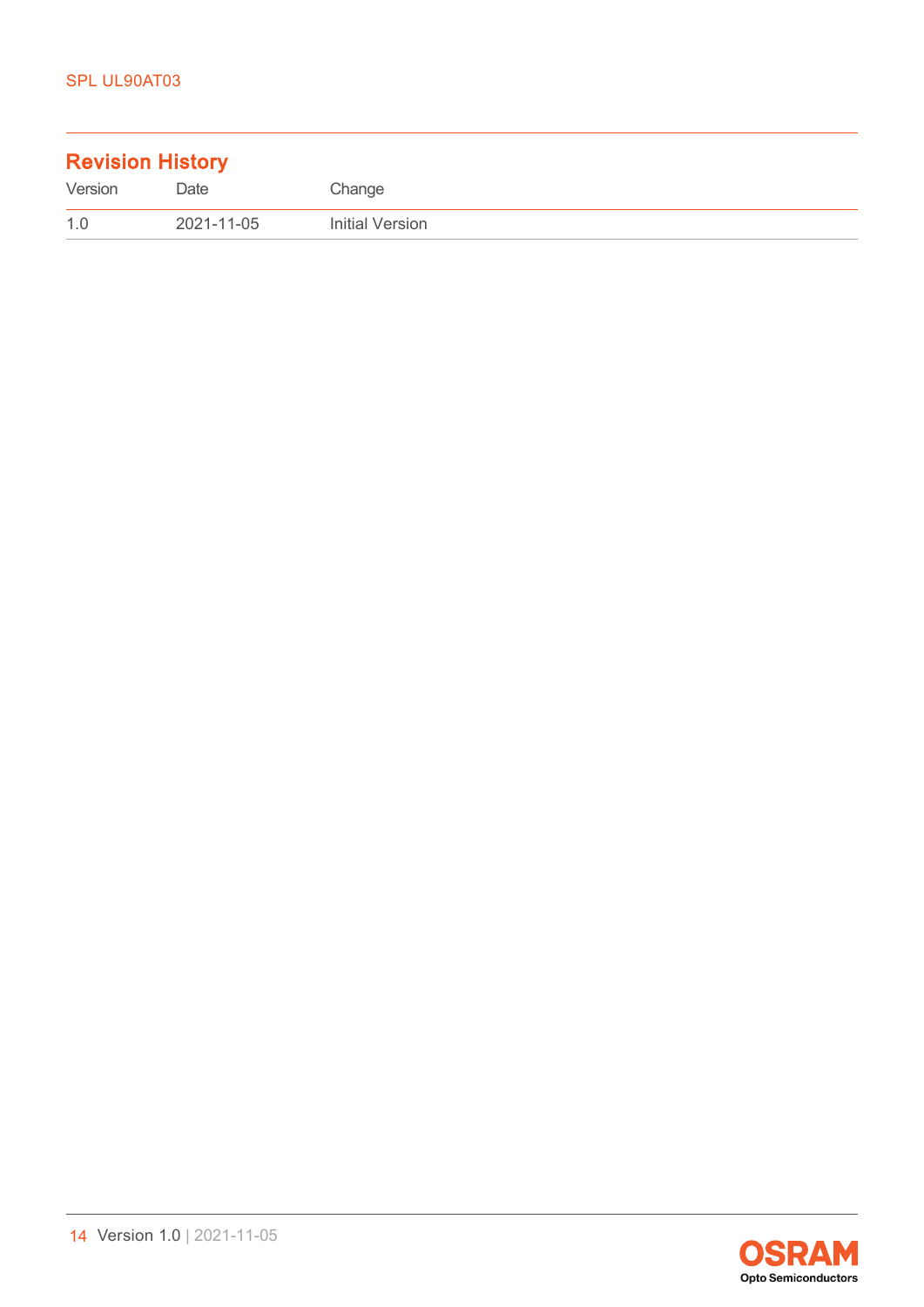## Revision History

| Version | Date | Change |
|---|---|---|
| 1.0 | 2021-11-05 | Initial Version |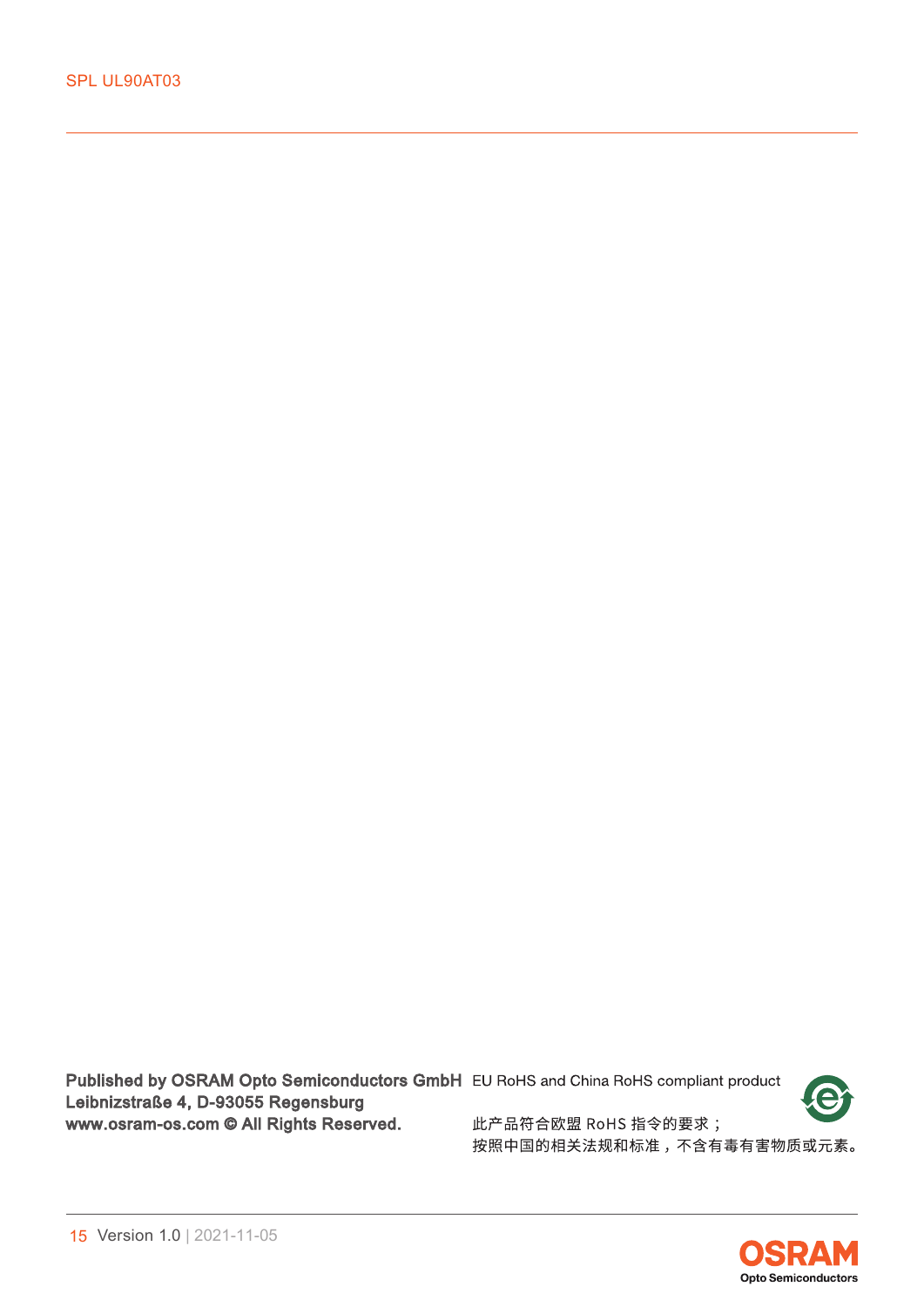**Published by OSRAM Opto Semiconductors GmbH**
**Leibnizstraße 4, D-93055 Regensburg**
**www.osram-os.com © All Rights Reserved.**

EU RoHS and China RoHS compliant product

此产品符合欧盟 RoHS 指令的要求；
按照中国的相关法规和标准，不含有毒有害物质或元素。